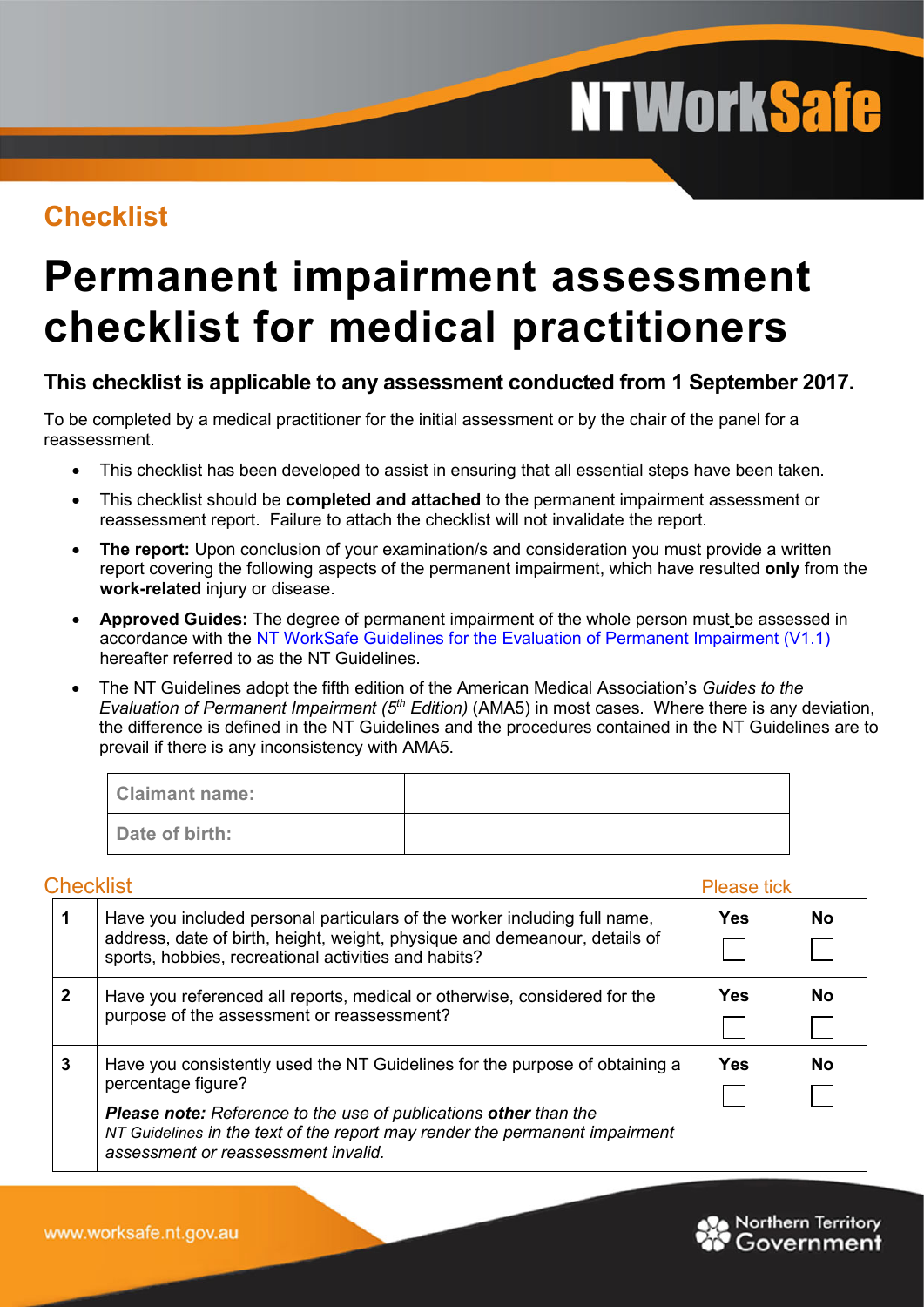## Checklist

# Permanent impairment assessment checklist for medical practitioners

### This checklist is applicable to any assessment conducted from 1 September 2017.

To be completed by a medical practitioner for the initial assessment or by the chair of the panel for a reassessment.

- This checklist has been developed to assist in ensuring that all essential steps have been taken.
- This checklist should be **completed and attached** to the permanent impairment assessment or reassessment report. Failure to attach the checklist will not invalidate the report.
- **The report:** Upon conclusion of your examination/s and consideration you must provide a written report covering the following aspects of the permanent impairment, which have resulted **only** from the **work-related** injury or disease.
- **Approved Guides:** The degree of permanent impairment of the whole person must be assessed in accordance with the NT WorkSafe Guidelines for the Evaluation of Permanent Impairment (V1.1) hereafter referred to as the NT Guidelines.
- The NT Guidelines adopt the fifth edition of the American Medical Association's *Guides to the Evaluation of Permanent Impairment (5th Edition)* (AMA5) in most cases. Where there is any deviation, the difference is defined in the NT Guidelines and the procedures contained in the NT Guidelines are to prevail if there is any inconsistency with AMA5.

| Claimant name: | |
|---|---|
| Date of birth: | |

## Checklist

Please tick

| | | Yes | No |
|---|---|---|---|
| 1 | Have you included personal particulars of the worker including full name, address, date of birth, height, weight, physique and demeanour, details of sports, hobbies, recreational activities and habits? | ☐ | ☐ |
| 2 | Have you referenced all reports, medical or otherwise, considered for the purpose of the assessment or reassessment? | ☐ | ☐ |
| 3 | Have you consistently used the NT Guidelines for the purpose of obtaining a percentage figure?<br><br>***Please note:*** *Reference to the use of publications* ***other*** *than the NT Guidelines in the text of the report may render the permanent impairment assessment or reassessment invalid.* | ☐ | ☐ |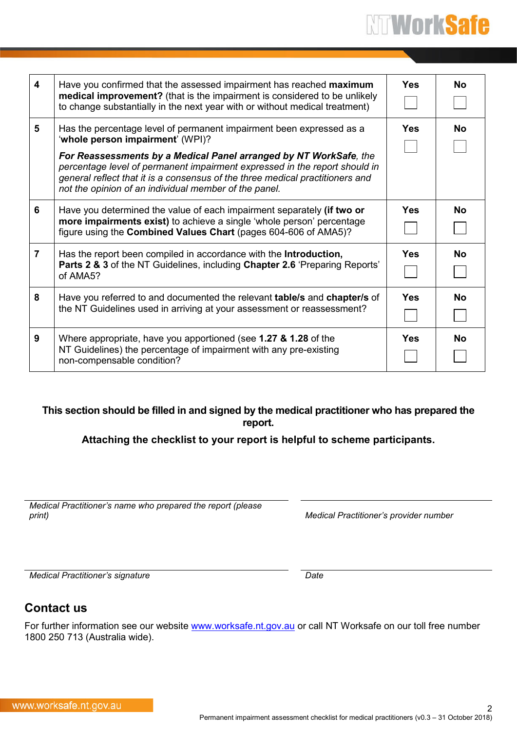| | | | |
|---|---|---|---|
| 4 | Have you confirmed that the assessed impairment has reached **maximum medical improvement?** (that is the impairment is considered to be unlikely to change substantially in the next year with or without medical treatment) | **Yes** ☐ | **No** ☐ |
| 5 | Has the percentage level of permanent impairment been expressed as a '**whole person impairment**' (WPI)?<br><br>***For Reassessments by a Medical Panel arranged by NT WorkSafe****, the percentage level of permanent impairment expressed in the report should in general reflect that it is a consensus of the three medical practitioners and not the opinion of an individual member of the panel.* | **Yes** ☐ | **No** ☐ |
| 6 | Have you determined the value of each impairment separately **(if two or more impairments exist)** to achieve a single 'whole person' percentage figure using the **Combined Values Chart** (pages 604-606 of AMA5)? | **Yes** ☐ | **No** ☐ |
| 7 | Has the report been compiled in accordance with the **Introduction, Parts 2 & 3** of the NT Guidelines, including **Chapter 2.6** 'Preparing Reports' of AMA5? | **Yes** ☐ | **No** ☐ |
| 8 | Have you referred to and documented the relevant **table/s** and **chapter/s** of the NT Guidelines used in arriving at your assessment or reassessment? | **Yes** ☐ | **No** ☐ |
| 9 | Where appropriate, have you apportioned (see **1.27 & 1.28** of the NT Guidelines) the percentage of impairment with any pre-existing non-compensable condition? | **Yes** ☐ | **No** ☐ |

**This section should be filled in and signed by the medical practitioner who has prepared the report.**

**Attaching the checklist to your report is helpful to scheme participants.**

_______________________________________
*Medical Practitioner's name who prepared the report (please print)*

_______________________________________
*Medical Practitioner's provider number*

_______________________________________
*Medical Practitioner's signature*

_______________________________________
*Date*

## Contact us

For further information see our website www.worksafe.nt.gov.au or call NT Worksafe on our toll free number 1800 250 713 (Australia wide).